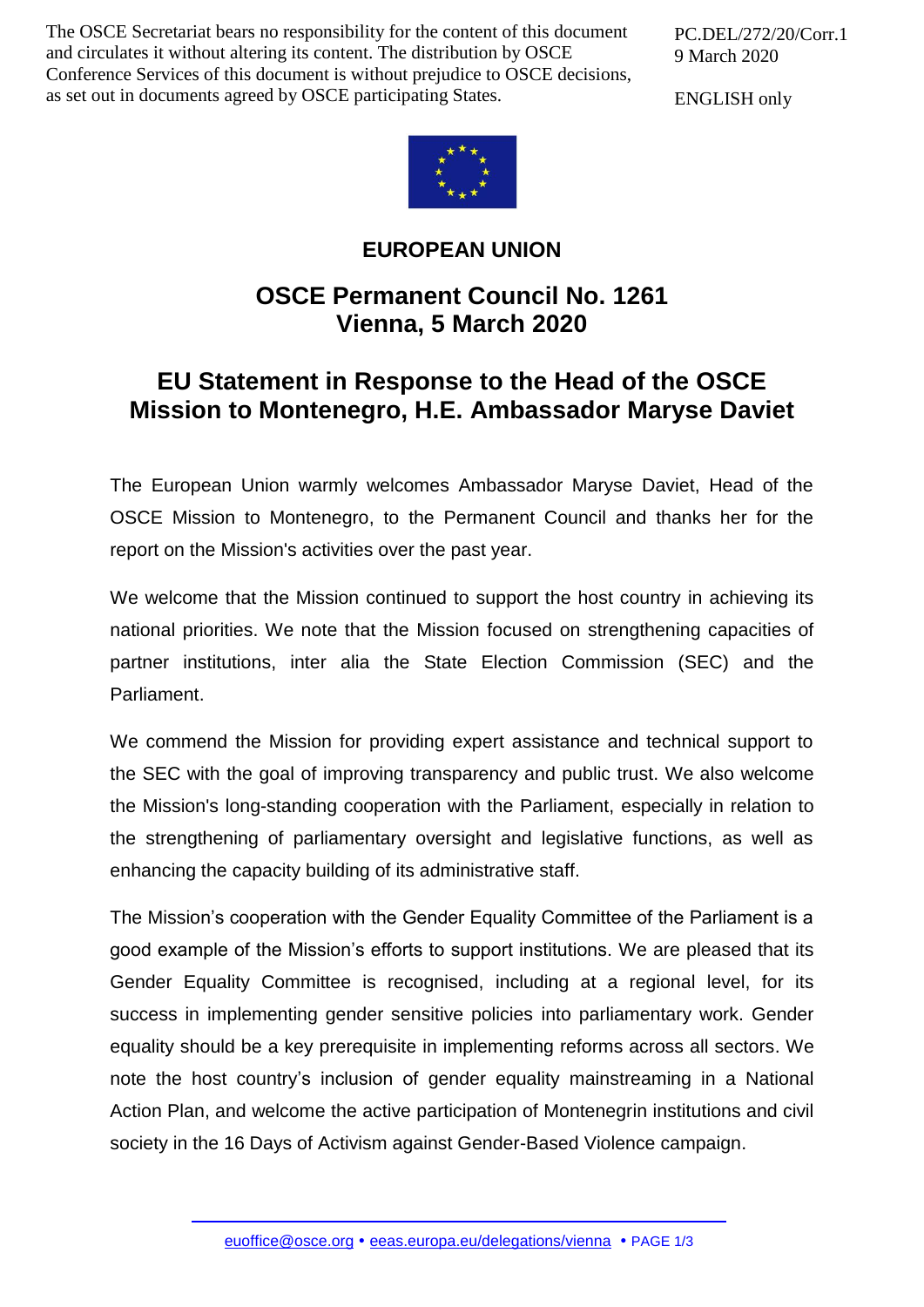The OSCE Secretariat bears no responsibility for the content of this document and circulates it without altering its content. The distribution by OSCE Conference Services of this document is without prejudice to OSCE decisions, as set out in documents agreed by OSCE participating States.

PC.DEL/272/20/Corr.1
9 March 2020

ENGLISH only

# EUROPEAN UNION

## OSCE Permanent Council No. 1261
## Vienna, 5 March 2020

## EU Statement in Response to the Head of the OSCE Mission to Montenegro, H.E. Ambassador Maryse Daviet

The European Union warmly welcomes Ambassador Maryse Daviet, Head of the OSCE Mission to Montenegro, to the Permanent Council and thanks her for the report on the Mission's activities over the past year.

We welcome that the Mission continued to support the host country in achieving its national priorities. We note that the Mission focused on strengthening capacities of partner institutions, inter alia the State Election Commission (SEC) and the Parliament.

We commend the Mission for providing expert assistance and technical support to the SEC with the goal of improving transparency and public trust. We also welcome the Mission's long-standing cooperation with the Parliament, especially in relation to the strengthening of parliamentary oversight and legislative functions, as well as enhancing the capacity building of its administrative staff.

The Mission's cooperation with the Gender Equality Committee of the Parliament is a good example of the Mission's efforts to support institutions. We are pleased that its Gender Equality Committee is recognised, including at a regional level, for its success in implementing gender sensitive policies into parliamentary work. Gender equality should be a key prerequisite in implementing reforms across all sectors. We note the host country's inclusion of gender equality mainstreaming in a National Action Plan, and welcome the active participation of Montenegrin institutions and civil society in the 16 Days of Activism against Gender-Based Violence campaign.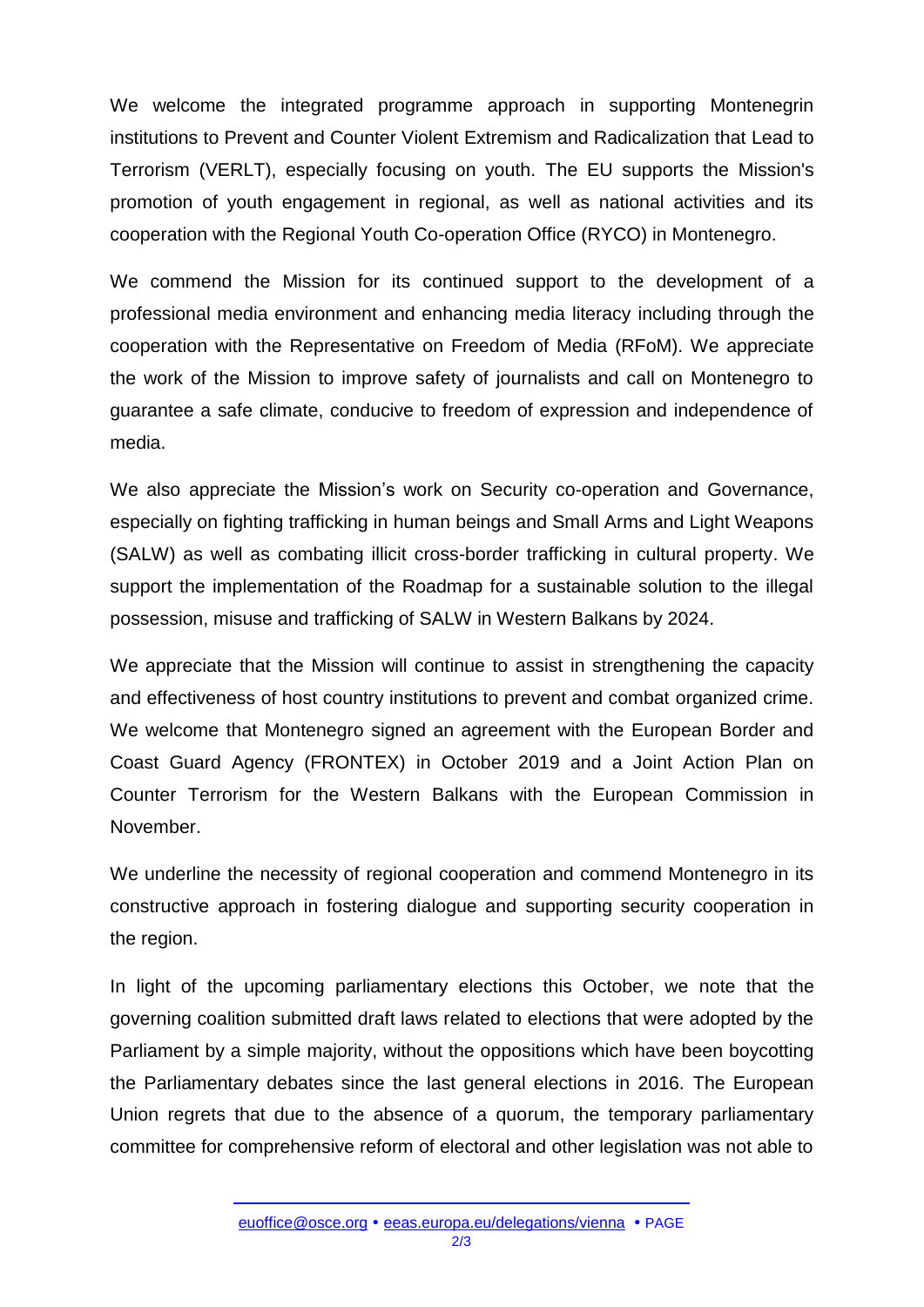We welcome the integrated programme approach in supporting Montenegrin institutions to Prevent and Counter Violent Extremism and Radicalization that Lead to Terrorism (VERLT), especially focusing on youth. The EU supports the Mission's promotion of youth engagement in regional, as well as national activities and its cooperation with the Regional Youth Co-operation Office (RYCO) in Montenegro.

We commend the Mission for its continued support to the development of a professional media environment and enhancing media literacy including through the cooperation with the Representative on Freedom of Media (RFoM). We appreciate the work of the Mission to improve safety of journalists and call on Montenegro to guarantee a safe climate, conducive to freedom of expression and independence of media.

We also appreciate the Mission's work on Security co-operation and Governance, especially on fighting trafficking in human beings and Small Arms and Light Weapons (SALW) as well as combating illicit cross-border trafficking in cultural property. We support the implementation of the Roadmap for a sustainable solution to the illegal possession, misuse and trafficking of SALW in Western Balkans by 2024.

We appreciate that the Mission will continue to assist in strengthening the capacity and effectiveness of host country institutions to prevent and combat organized crime. We welcome that Montenegro signed an agreement with the European Border and Coast Guard Agency (FRONTEX) in October 2019 and a Joint Action Plan on Counter Terrorism for the Western Balkans with the European Commission in November.

We underline the necessity of regional cooperation and commend Montenegro in its constructive approach in fostering dialogue and supporting security cooperation in the region.

In light of the upcoming parliamentary elections this October, we note that the governing coalition submitted draft laws related to elections that were adopted by the Parliament by a simple majority, without the oppositions which have been boycotting the Parliamentary debates since the last general elections in 2016. The European Union regrets that due to the absence of a quorum, the temporary parliamentary committee for comprehensive reform of electoral and other legislation was not able to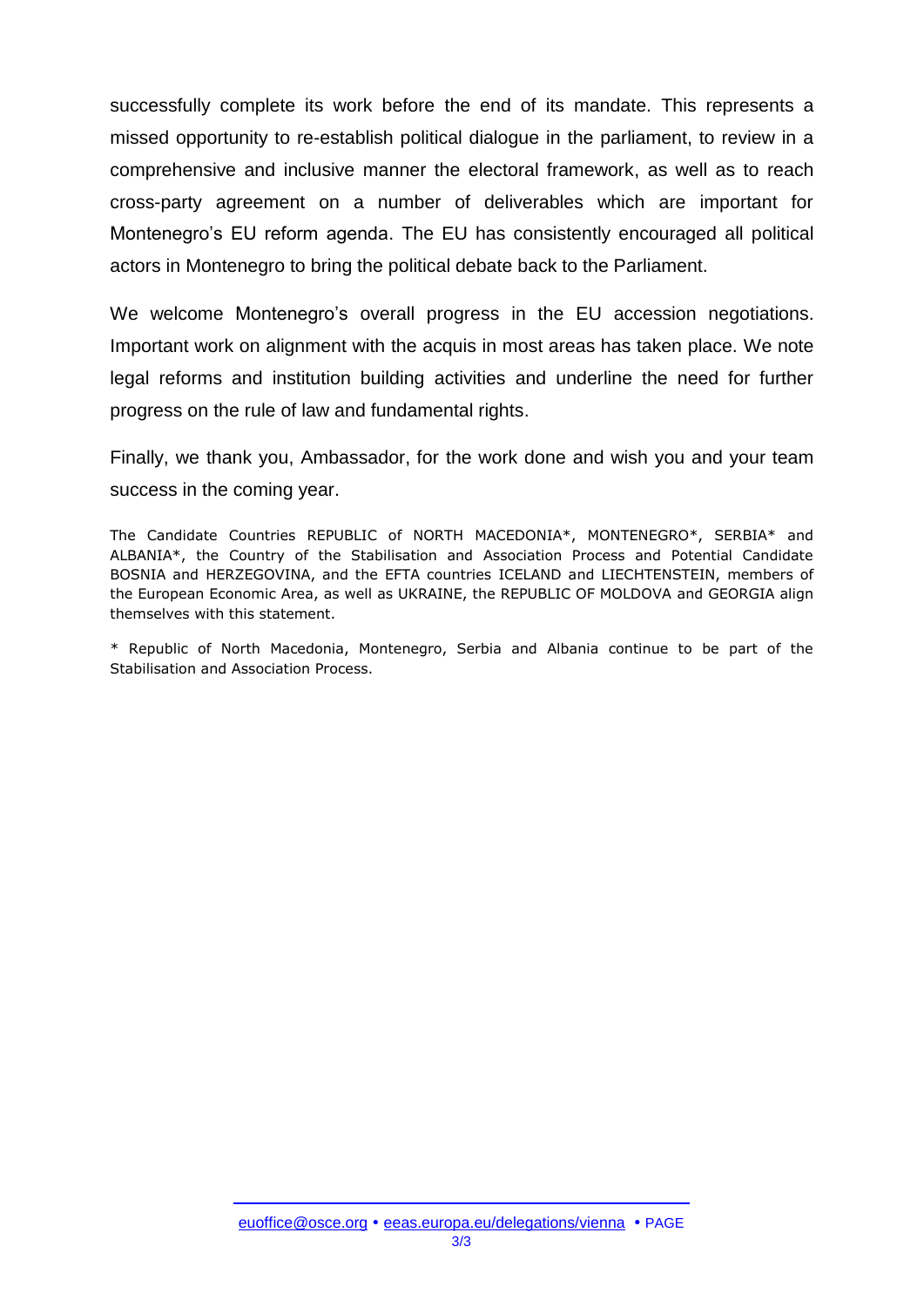successfully complete its work before the end of its mandate. This represents a missed opportunity to re-establish political dialogue in the parliament, to review in a comprehensive and inclusive manner the electoral framework, as well as to reach cross-party agreement on a number of deliverables which are important for Montenegro's EU reform agenda. The EU has consistently encouraged all political actors in Montenegro to bring the political debate back to the Parliament.

We welcome Montenegro's overall progress in the EU accession negotiations. Important work on alignment with the acquis in most areas has taken place. We note legal reforms and institution building activities and underline the need for further progress on the rule of law and fundamental rights.

Finally, we thank you, Ambassador, for the work done and wish you and your team success in the coming year.

The Candidate Countries REPUBLIC of NORTH MACEDONIA*, MONTENEGRO*, SERBIA* and ALBANIA*, the Country of the Stabilisation and Association Process and Potential Candidate BOSNIA and HERZEGOVINA, and the EFTA countries ICELAND and LIECHTENSTEIN, members of the European Economic Area, as well as UKRAINE, the REPUBLIC OF MOLDOVA and GEORGIA align themselves with this statement.

* Republic of North Macedonia, Montenegro, Serbia and Albania continue to be part of the Stabilisation and Association Process.